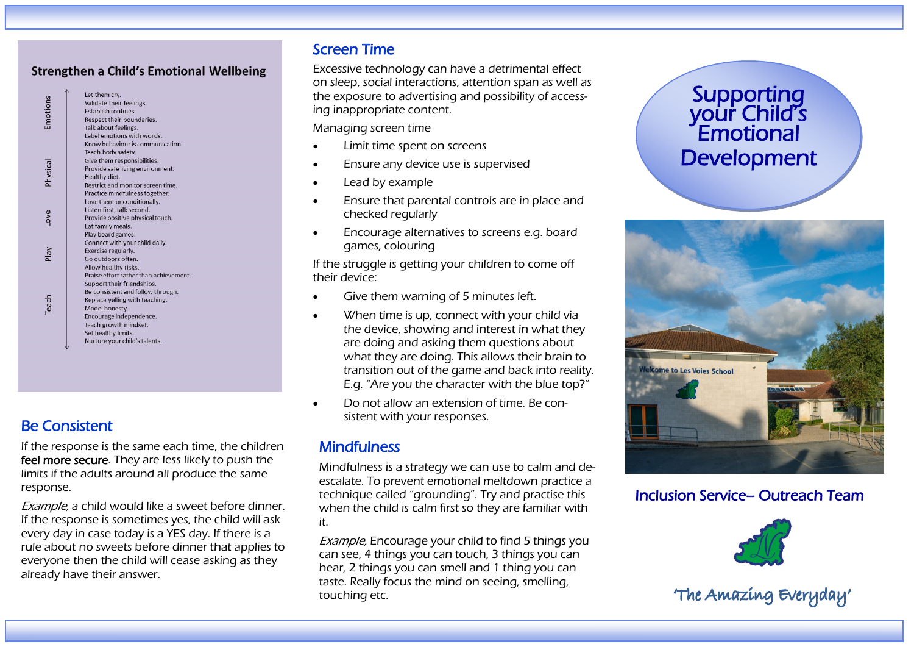## Strengthen a Child's Emotional Wellbeing

Emotions
Physical
Love
Play
Teach

Let them cry.
Validate their feelings.
Establish routines.
Respect their boundaries.
Talk about feelings.
Label emotions with words.
Know behaviour is communication.
Teach body safety.
Give them responsibilities.
Provide safe living environment.
Healthy diet.
Restrict and monitor screen time.
Practice mindfulness together.
Love them unconditionally.
Listen first, talk second.
Provide positive physical touch.
Eat family meals.
Play board games.
Connect with your child daily.
Exercise regularly.
Go outdoors often.
Allow healthy risks.
Praise effort rather than achievement.
Support their friendships.
Be consistent and follow through.
Replace yelling with teaching.
Model honesty.
Encourage independence.
Teach growth mindset.
Set healthy limits.
Nurture your child's talents.

## Be Consistent

If the response is the same each time, the children **feel more secure**. They are less likely to push the limits if the adults around all produce the same response.

*Example*, a child would like a sweet before dinner. If the response is sometimes yes, the child will ask every day in case today is a YES day. If there is a rule about no sweets before dinner that applies to everyone then the child will cease asking as they already have their answer.

## Screen Time

Excessive technology can have a detrimental effect on sleep, social interactions, attention span as well as the exposure to advertising and possibility of accessing inappropriate content.

Managing screen time

- Limit time spent on screens
- Ensure any device use is supervised
- Lead by example
- Ensure that parental controls are in place and checked regularly
- Encourage alternatives to screens e.g. board games, colouring

If the struggle is getting your children to come off their device:

- Give them warning of 5 minutes left.
- When time is up, connect with your child via the device, showing and interest in what they are doing and asking them questions about what they are doing. This allows their brain to transition out of the game and back into reality. E.g. "Are you the character with the blue top?"
- Do not allow an extension of time. Be consistent with your responses.

## Mindfulness

Mindfulness is a strategy we can use to calm and de-escalate. To prevent emotional meltdown practice a technique called "grounding". Try and practise this when the child is calm first so they are familiar with it.

*Example*, Encourage your child to find 5 things you can see, 4 things you can touch, 3 things you can hear, 2 things you can smell and 1 thing you can taste. Really focus the mind on seeing, smelling, touching etc.

# Supporting your Child's Emotional Development

Welcome to Les Voies School

## Inclusion Service– Outreach Team

'The Amazing Everyday'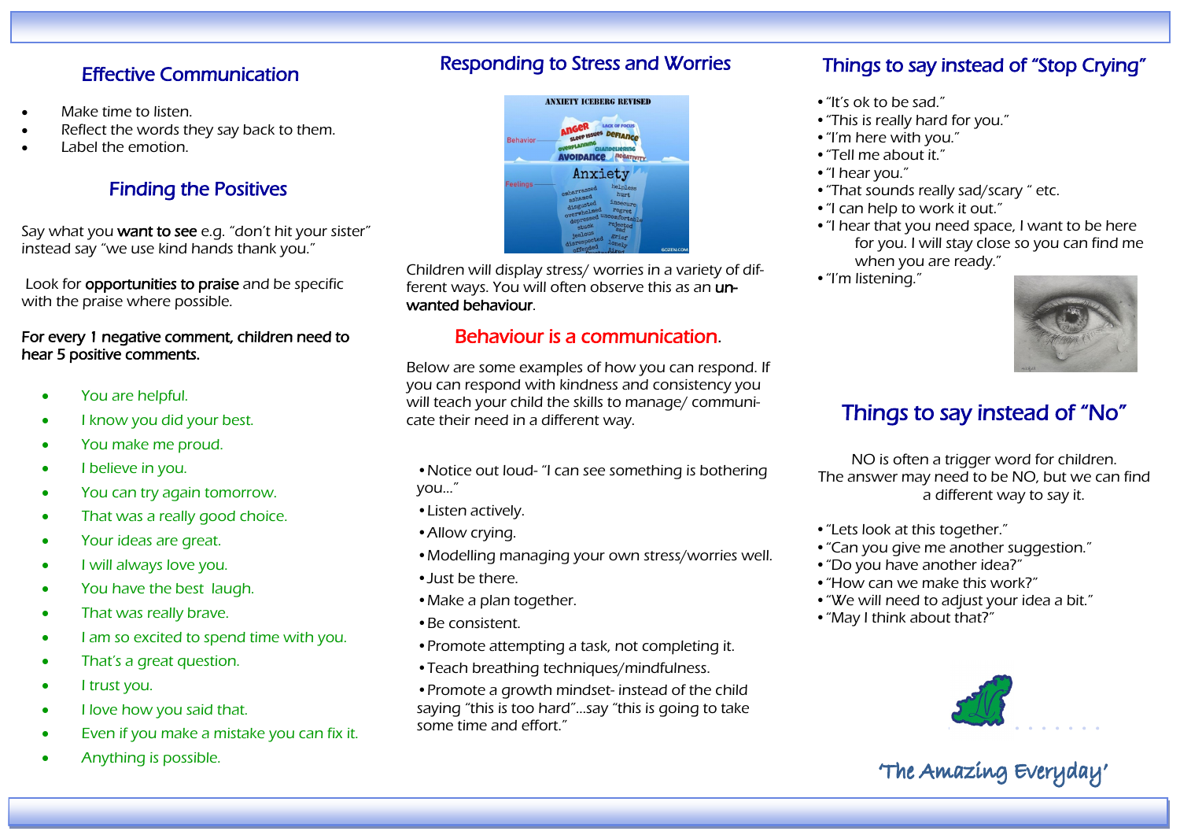## Effective Communication

- Make time to listen.
- Reflect the words they say back to them.
- Label the emotion.

## Finding the Positives

Say what you **want to see** e.g. "don't hit your sister" instead say "we use kind hands thank you."

Look for **opportunities to praise** and be specific with the praise where possible.

**For every 1 negative comment, children need to hear 5 positive comments.**

- You are helpful.
- I know you did your best.
- You make me proud.
- I believe in you.
- You can try again tomorrow.
- That was a really good choice.
- Your ideas are great.
- I will always love you.
- You have the best laugh.
- That was really brave.
- I am so excited to spend time with you.
- That's a great question.
- I trust you.
- I love how you said that.
- Even if you make a mistake you can fix it.
- Anything is possible.

## Responding to Stress and Worries

ANXIETY ICEBERG REVISED

Behavior: Anger, Lack of focus, Sleep issues, Defiance, Overplanning, Chandeliering, Avoidance, Negativity

Anxiety

Feelings: embarrassed, helpless, ashamed, hurt, disgusted, insecure, overwhelmed, regret, depressed, uncomfortable, stuck, rejected, jealous, sad, disrespected, grief, offended, lonely

GOZEN.COM

Children will display stress/ worries in a variety of different ways. You will often observe this as an **unwanted behaviour**.

### Behaviour is a communication.

Below are some examples of how you can respond. If you can respond with kindness and consistency you will teach your child the skills to manage/ communicate their need in a different way.

- Notice out loud- "I can see something is bothering you…"
- Listen actively.
- Allow crying.
- Modelling managing your own stress/worries well.
- Just be there.
- Make a plan together.
- Be consistent.
- Promote attempting a task, not completing it.
- Teach breathing techniques/mindfulness.
- Promote a growth mindset- instead of the child saying "this is too hard"…say "this is going to take some time and effort."

## Things to say instead of "Stop Crying"

- "It's ok to be sad."
- "This is really hard for you."
- "I'm here with you."
- "Tell me about it."
- "I hear you."
- "That sounds really sad/scary " etc.
- "I can help to work it out."
- "I hear that you need space, I want to be here for you. I will stay close so you can find me when you are ready."
- "I'm listening."

## Things to say instead of "No"

NO is often a trigger word for children.
The answer may need to be NO, but we can find a different way to say it.

- "Lets look at this together."
- "Can you give me another suggestion."
- "Do you have another idea?"
- "How can we make this work?"
- "We will need to adjust your idea a bit."
- "May I think about that?"

'The Amazing Everyday'